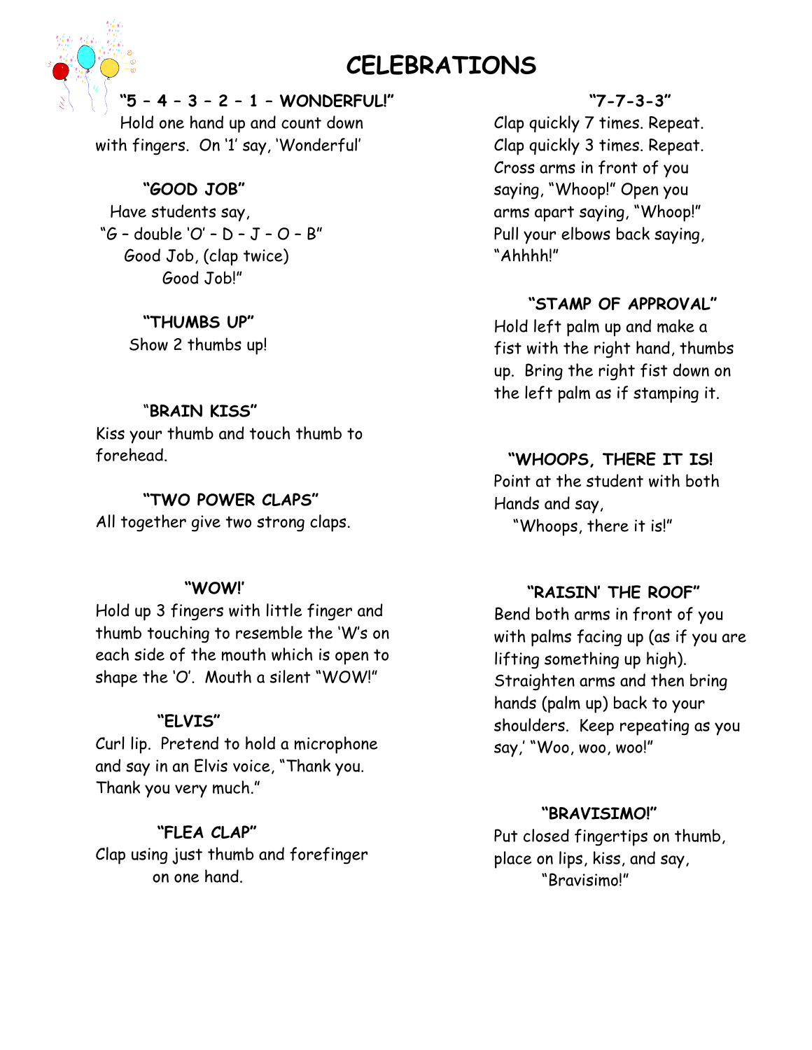# CELEBRATIONS

### "5 – 4 – 3 – 2 – 1 – WONDERFUL!"

Hold one hand up and count down with fingers. On '1' say, 'Wonderful'

### "GOOD JOB"

Have students say,
"G – double 'O' – D – J – O – B"
Good Job, (clap twice)
Good Job!"

### "THUMBS UP"

Show 2 thumbs up!

### "BRAIN KISS"

Kiss your thumb and touch thumb to forehead.

### "TWO POWER CLAPS"

All together give two strong claps.

### "WOW!'

Hold up 3 fingers with little finger and thumb touching to resemble the 'W's on each side of the mouth which is open to shape the 'O'. Mouth a silent "WOW!"

### "ELVIS"

Curl lip. Pretend to hold a microphone and say in an Elvis voice, "Thank you. Thank you very much."

### "FLEA CLAP"

Clap using just thumb and forefinger on one hand.

### "7-7-3-3"

Clap quickly 7 times. Repeat.
Clap quickly 3 times. Repeat.
Cross arms in front of you saying, "Whoop!" Open you arms apart saying, "Whoop!" Pull your elbows back saying, "Ahhhh!"

### "STAMP OF APPROVAL"

Hold left palm up and make a fist with the right hand, thumbs up. Bring the right fist down on the left palm as if stamping it.

### "WHOOPS, THERE IT IS!

Point at the student with both Hands and say,
"Whoops, there it is!"

### "RAISIN' THE ROOF"

Bend both arms in front of you with palms facing up (as if you are lifting something up high). Straighten arms and then bring hands (palm up) back to your shoulders. Keep repeating as you say,' "Woo, woo, woo!"

### "BRAVISIMO!"

Put closed fingertips on thumb, place on lips, kiss, and say,
"Bravisimo!"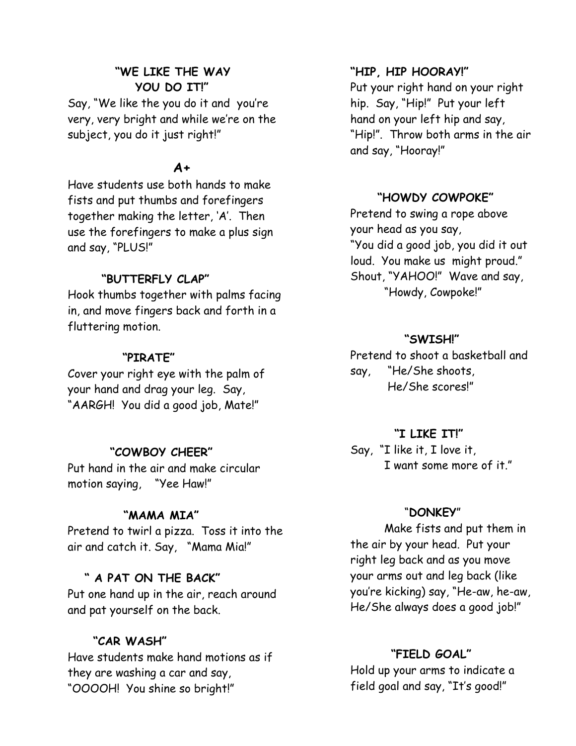### "WE LIKE THE WAY YOU DO IT!"

Say, "We like the you do it and you're very, very bright and while we're on the subject, you do it just right!"

### A+

Have students use both hands to make fists and put thumbs and forefingers together making the letter, 'A'. Then use the forefingers to make a plus sign and say, "PLUS!"

### "BUTTERFLY CLAP"

Hook thumbs together with palms facing in, and move fingers back and forth in a fluttering motion.

### "PIRATE"

Cover your right eye with the palm of your hand and drag your leg. Say, "AARGH! You did a good job, Mate!"

### "COWBOY CHEER"

Put hand in the air and make circular motion saying, "Yee Haw!"

### "MAMA MIA"

Pretend to twirl a pizza. Toss it into the air and catch it. Say, "Mama Mia!"

### " A PAT ON THE BACK"

Put one hand up in the air, reach around and pat yourself on the back.

### "CAR WASH"

Have students make hand motions as if they are washing a car and say, "OOOOH! You shine so bright!"

### "HIP, HIP HOORAY!"

Put your right hand on your right hip. Say, "Hip!" Put your left hand on your left hip and say, "Hip!". Throw both arms in the air and say, "Hooray!"

### "HOWDY COWPOKE"

Pretend to swing a rope above your head as you say,
"You did a good job, you did it out loud. You make us might proud."
Shout, "YAHOO!" Wave and say, "Howdy, Cowpoke!"

### "SWISH!"

Pretend to shoot a basketball and say, "He/She shoots, He/She scores!"

### "I LIKE IT!"

Say, "I like it, I love it, I want some more of it."

### "DONKEY"

Make fists and put them in the air by your head. Put your right leg back and as you move your arms out and leg back (like you're kicking) say, "He-aw, he-aw, He/She always does a good job!"

### "FIELD GOAL"

Hold up your arms to indicate a field goal and say, "It's good!"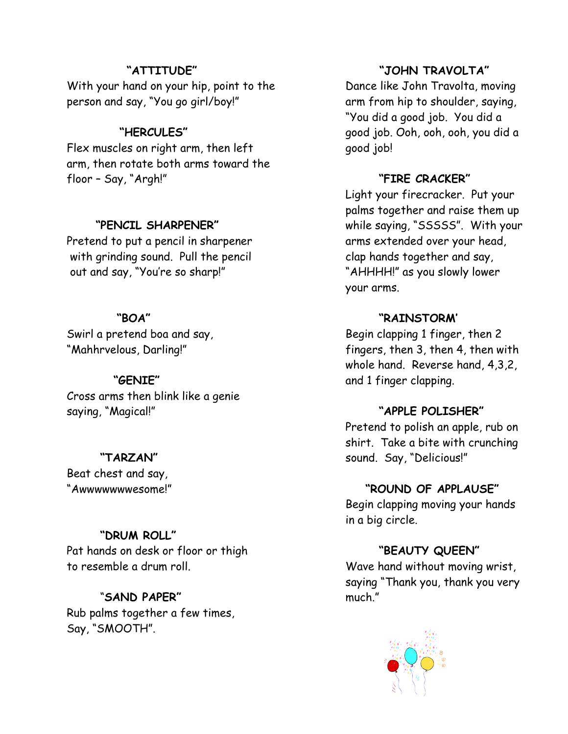**"ATTITUDE"**

With your hand on your hip, point to the person and say, "You go girl/boy!"

**"HERCULES"**

Flex muscles on right arm, then left arm, then rotate both arms toward the floor – Say, "Argh!"

**"PENCIL SHARPENER"**

Pretend to put a pencil in sharpener with grinding sound. Pull the pencil out and say, "You're so sharp!"

**"BOA"**

Swirl a pretend boa and say, "Mahhrvelous, Darling!"

**"GENIE"**

Cross arms then blink like a genie saying, "Magical!"

**"TARZAN"**

Beat chest and say, "Awwwwwwwesome!"

**"DRUM ROLL"**

Pat hands on desk or floor or thigh to resemble a drum roll.

**"SAND PAPER"**

Rub palms together a few times, Say, "SMOOTH".

**"JOHN TRAVOLTA"**

Dance like John Travolta, moving arm from hip to shoulder, saying, "You did a good job. You did a good job. Ooh, ooh, ooh, you did a good job!

**"FIRE CRACKER"**

Light your firecracker. Put your palms together and raise them up while saying, "SSSSS". With your arms extended over your head, clap hands together and say, "AHHHH!" as you slowly lower your arms.

**"RAINSTORM'**

Begin clapping 1 finger, then 2 fingers, then 3, then 4, then with whole hand. Reverse hand, 4,3,2, and 1 finger clapping.

**"APPLE POLISHER"**

Pretend to polish an apple, rub on shirt. Take a bite with crunching sound. Say, "Delicious!"

**"ROUND OF APPLAUSE"**

Begin clapping moving your hands in a big circle.

**"BEAUTY QUEEN"**

Wave hand without moving wrist, saying "Thank you, thank you very much."